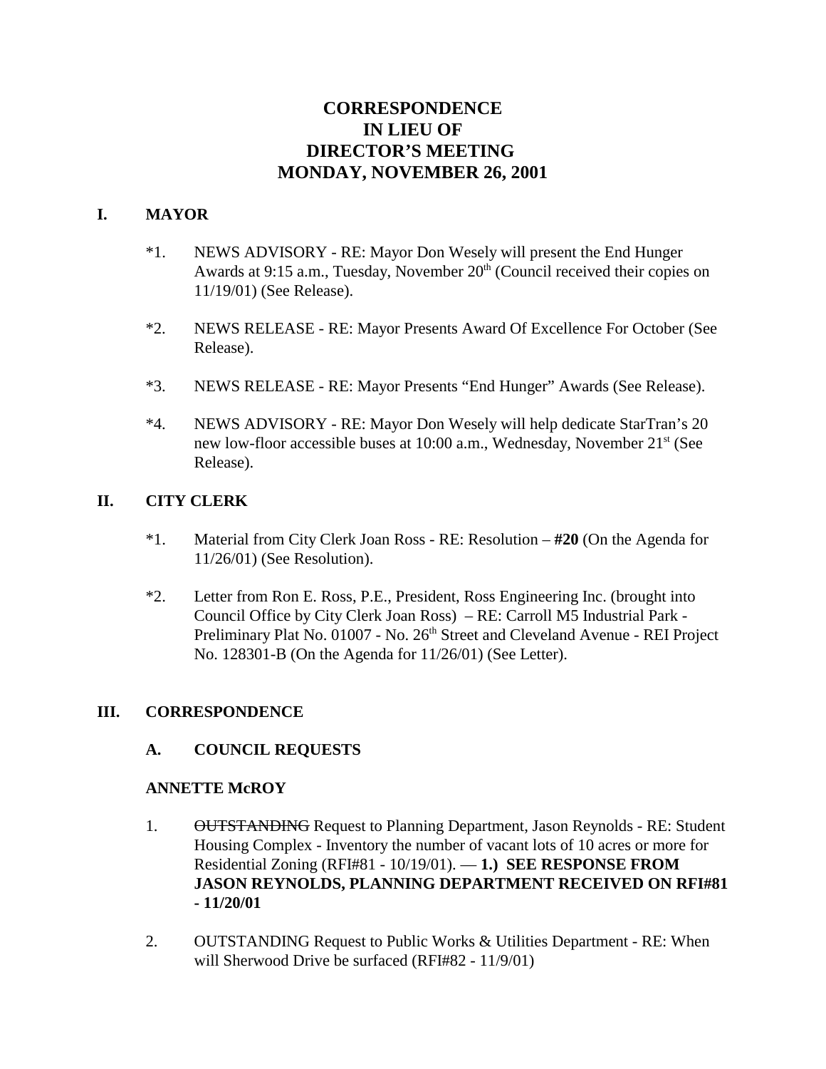# CORRESPONDENCE
# IN LIEU OF
# DIRECTOR'S MEETING
# MONDAY, NOVEMBER 26, 2001

## I. MAYOR

*1. NEWS ADVISORY - RE: Mayor Don Wesely will present the End Hunger Awards at 9:15 a.m., Tuesday, November 20th (Council received their copies on 11/19/01) (See Release).

*2. NEWS RELEASE - RE: Mayor Presents Award Of Excellence For October (See Release).

*3. NEWS RELEASE - RE: Mayor Presents "End Hunger" Awards (See Release).

*4. NEWS ADVISORY - RE: Mayor Don Wesely will help dedicate StarTran's 20 new low-floor accessible buses at 10:00 a.m., Wednesday, November 21st (See Release).

## II. CITY CLERK

*1. Material from City Clerk Joan Ross - RE: Resolution – **#20** (On the Agenda for 11/26/01) (See Resolution).

*2. Letter from Ron E. Ross, P.E., President, Ross Engineering Inc. (brought into Council Office by City Clerk Joan Ross) – RE: Carroll M5 Industrial Park - Preliminary Plat No. 01007 - No. 26th Street and Cleveland Avenue - REI Project No. 128301-B (On the Agenda for 11/26/01) (See Letter).

## III. CORRESPONDENCE

### A. COUNCIL REQUESTS

**ANNETTE McROY**

1. ~~OUTSTANDING~~ Request to Planning Department, Jason Reynolds - RE: Student Housing Complex - Inventory the number of vacant lots of 10 acres or more for Residential Zoning (RFI#81 - 10/19/01). — **1.) SEE RESPONSE FROM JASON REYNOLDS, PLANNING DEPARTMENT RECEIVED ON RFI#81 - 11/20/01**

2. OUTSTANDING Request to Public Works & Utilities Department - RE: When will Sherwood Drive be surfaced (RFI#82 - 11/9/01)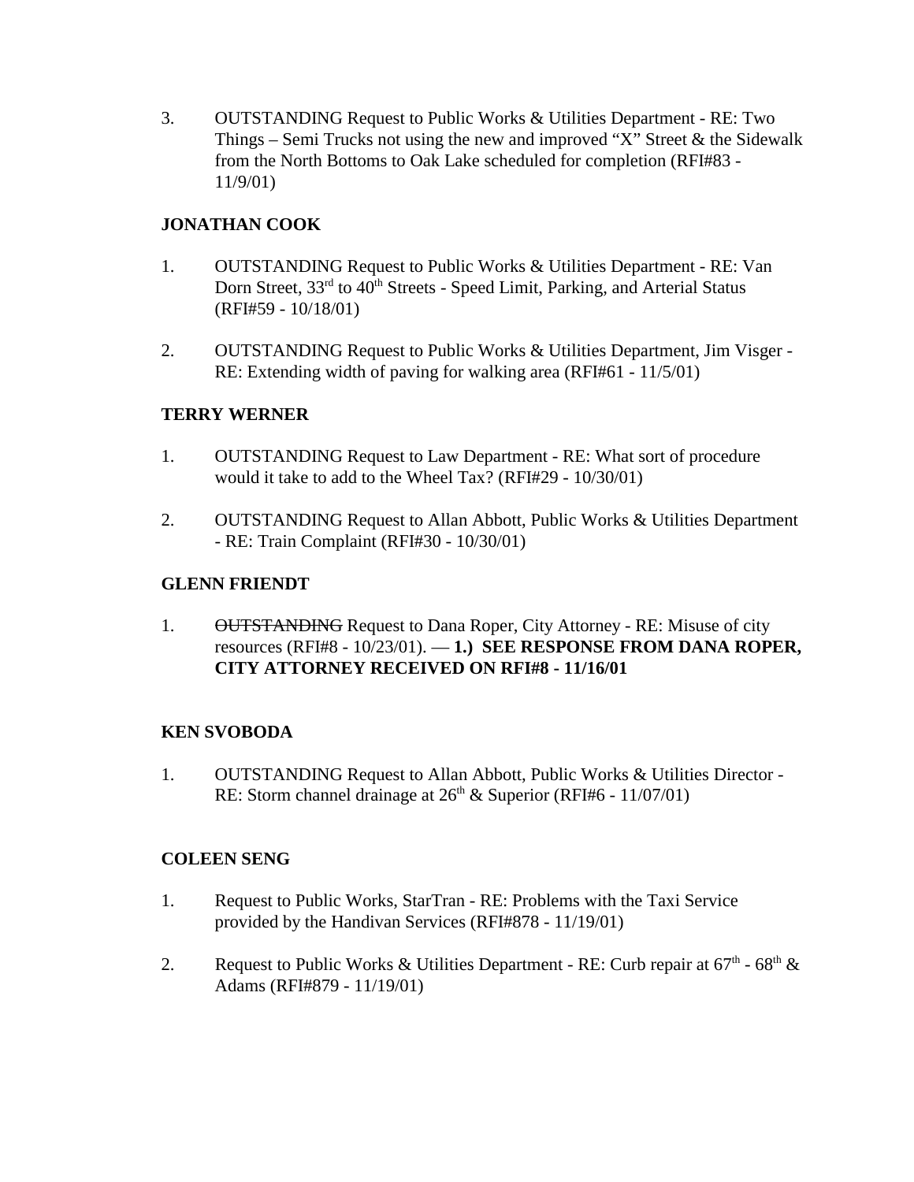3. OUTSTANDING Request to Public Works & Utilities Department - RE: Two Things – Semi Trucks not using the new and improved "X" Street & the Sidewalk from the North Bottoms to Oak Lake scheduled for completion (RFI#83 - 11/9/01)

**JONATHAN COOK**

1. OUTSTANDING Request to Public Works & Utilities Department - RE: Van Dorn Street, 33rd to 40th Streets - Speed Limit, Parking, and Arterial Status (RFI#59 - 10/18/01)

2. OUTSTANDING Request to Public Works & Utilities Department, Jim Visger - RE: Extending width of paving for walking area (RFI#61 - 11/5/01)

**TERRY WERNER**

1. OUTSTANDING Request to Law Department - RE: What sort of procedure would it take to add to the Wheel Tax? (RFI#29 - 10/30/01)

2. OUTSTANDING Request to Allan Abbott, Public Works & Utilities Department - RE: Train Complaint (RFI#30 - 10/30/01)

**GLENN FRIENDT**

1. ~~OUTSTANDING~~ Request to Dana Roper, City Attorney - RE: Misuse of city resources (RFI#8 - 10/23/01). — **1.) SEE RESPONSE FROM DANA ROPER, CITY ATTORNEY RECEIVED ON RFI#8 - 11/16/01**

**KEN SVOBODA**

1. OUTSTANDING Request to Allan Abbott, Public Works & Utilities Director - RE: Storm channel drainage at 26th & Superior (RFI#6 - 11/07/01)

**COLEEN SENG**

1. Request to Public Works, StarTran - RE: Problems with the Taxi Service provided by the Handivan Services (RFI#878 - 11/19/01)

2. Request to Public Works & Utilities Department - RE: Curb repair at 67th - 68th & Adams (RFI#879 - 11/19/01)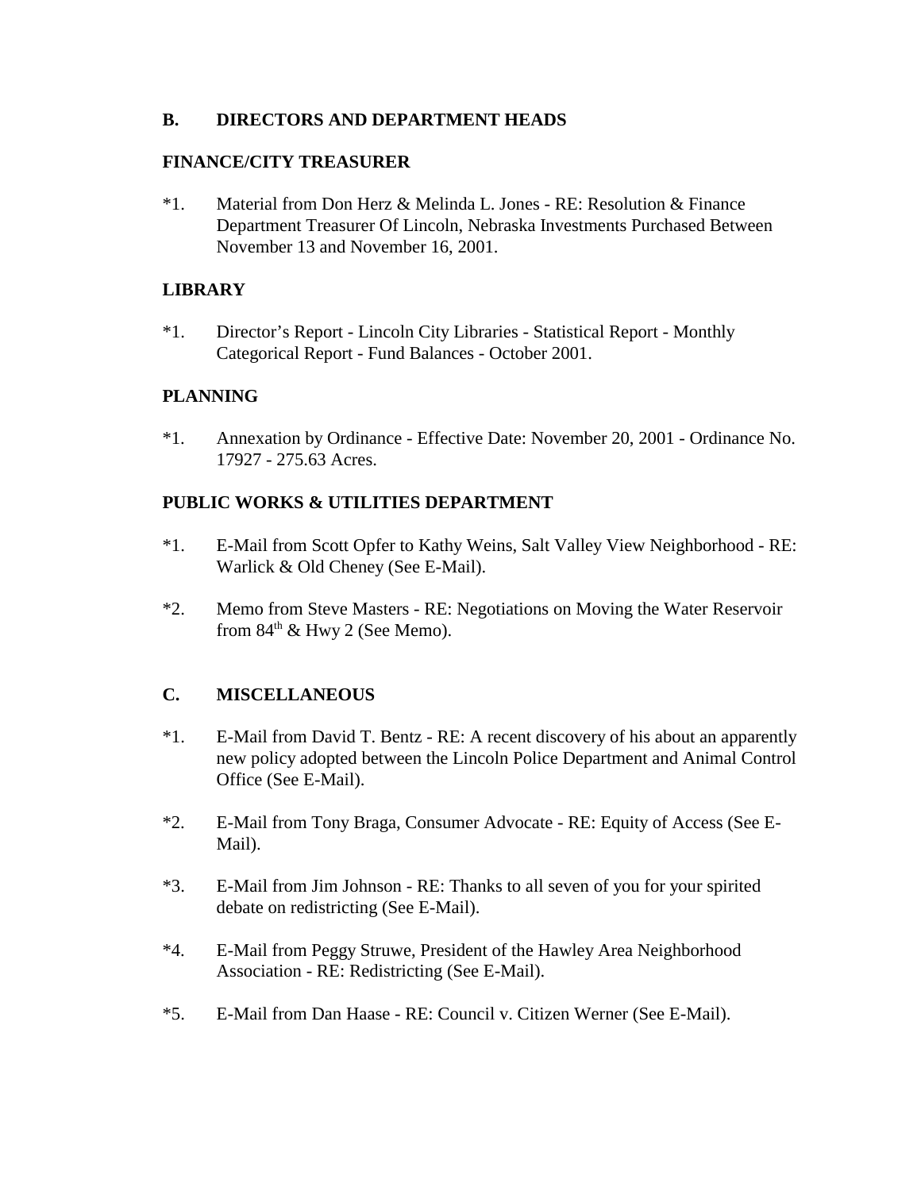## B. DIRECTORS AND DEPARTMENT HEADS

### FINANCE/CITY TREASURER

*1. Material from Don Herz & Melinda L. Jones - RE: Resolution & Finance Department Treasurer Of Lincoln, Nebraska Investments Purchased Between November 13 and November 16, 2001.

### LIBRARY

*1. Director's Report - Lincoln City Libraries - Statistical Report - Monthly Categorical Report - Fund Balances - October 2001.

### PLANNING

*1. Annexation by Ordinance - Effective Date: November 20, 2001 - Ordinance No. 17927 - 275.63 Acres.

### PUBLIC WORKS & UTILITIES DEPARTMENT

*1. E-Mail from Scott Opfer to Kathy Weins, Salt Valley View Neighborhood - RE: Warlick & Old Cheney (See E-Mail).

*2. Memo from Steve Masters - RE: Negotiations on Moving the Water Reservoir from 84th & Hwy 2 (See Memo).

## C. MISCELLANEOUS

*1. E-Mail from David T. Bentz - RE: A recent discovery of his about an apparently new policy adopted between the Lincoln Police Department and Animal Control Office (See E-Mail).

*2. E-Mail from Tony Braga, Consumer Advocate - RE: Equity of Access (See E-Mail).

*3. E-Mail from Jim Johnson - RE: Thanks to all seven of you for your spirited debate on redistricting (See E-Mail).

*4. E-Mail from Peggy Struwe, President of the Hawley Area Neighborhood Association - RE: Redistricting (See E-Mail).

*5. E-Mail from Dan Haase - RE: Council v. Citizen Werner (See E-Mail).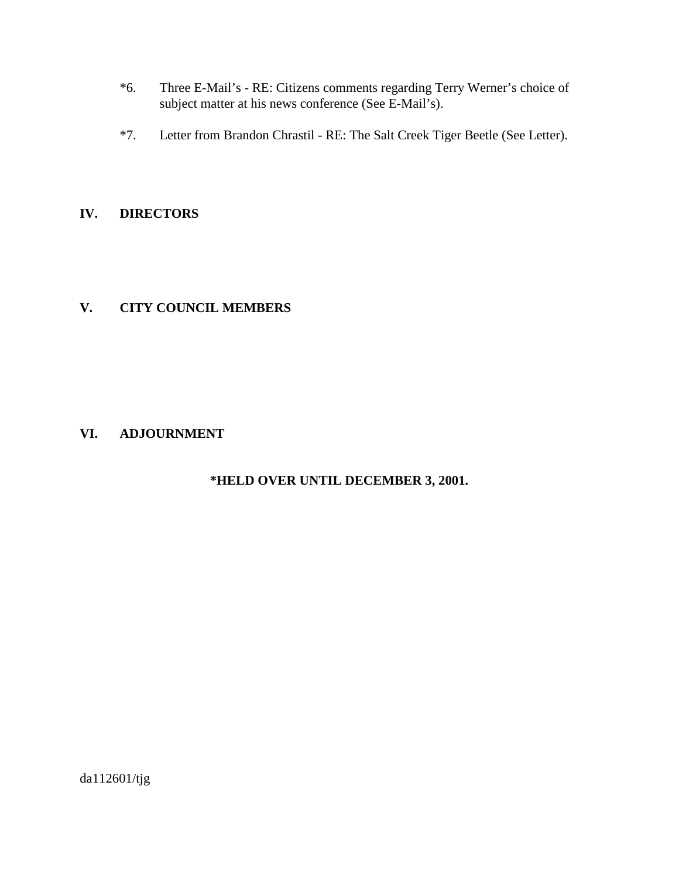*6. Three E-Mail's - RE: Citizens comments regarding Terry Werner's choice of subject matter at his news conference (See E-Mail's).

*7. Letter from Brandon Chrastil - RE: The Salt Creek Tiger Beetle (See Letter).

## IV. DIRECTORS

## V. CITY COUNCIL MEMBERS

## VI. ADJOURNMENT

**\*HELD OVER UNTIL DECEMBER 3, 2001.**

da112601/tjg